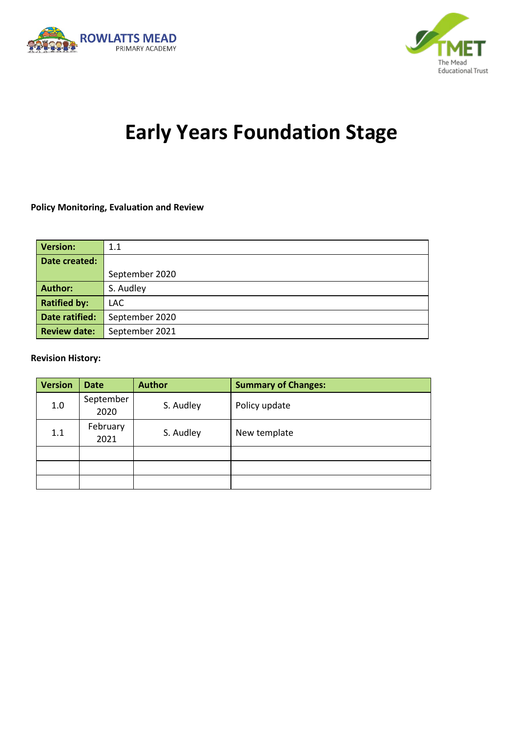ROWLATTS MEAD
PRIMARY ACADEMY

TMET
The Mead
Educational Trust

# Early Years Foundation Stage

**Policy Monitoring, Evaluation and Review**

| | |
|---|---|
| **Version:** | 1.1 |
| **Date created:** | September 2020 |
| **Author:** | S. Audley |
| **Ratified by:** | LAC |
| **Date ratified:** | September 2020 |
| **Review date:** | September 2021 |

**Revision History:**

| Version | Date | Author | Summary of Changes: |
|---|---|---|---|
| 1.0 | September 2020 | S. Audley | Policy update |
| 1.1 | February 2021 | S. Audley | New template |
| | | | |
| | | | |
| | | | |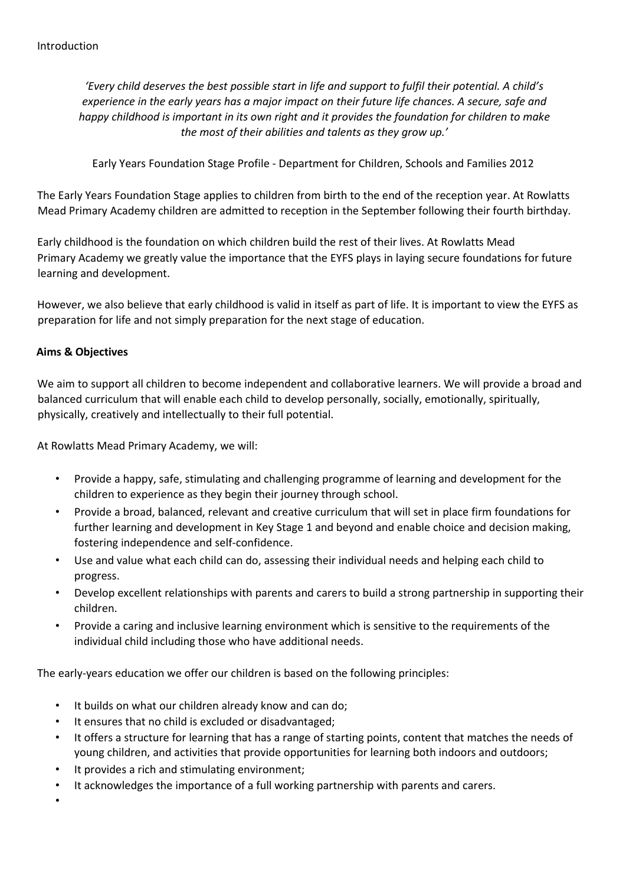Introduction

*'Every child deserves the best possible start in life and support to fulfil their potential. A child's experience in the early years has a major impact on their future life chances. A secure, safe and happy childhood is important in its own right and it provides the foundation for children to make the most of their abilities and talents as they grow up.'*

Early Years Foundation Stage Profile - Department for Children, Schools and Families 2012

The Early Years Foundation Stage applies to children from birth to the end of the reception year. At Rowlatts Mead Primary Academy children are admitted to reception in the September following their fourth birthday.

Early childhood is the foundation on which children build the rest of their lives. At Rowlatts Mead Primary Academy we greatly value the importance that the EYFS plays in laying secure foundations for future learning and development.

However, we also believe that early childhood is valid in itself as part of life. It is important to view the EYFS as preparation for life and not simply preparation for the next stage of education.

**Aims & Objectives**

We aim to support all children to become independent and collaborative learners. We will provide a broad and balanced curriculum that will enable each child to develop personally, socially, emotionally, spiritually, physically, creatively and intellectually to their full potential.

At Rowlatts Mead Primary Academy, we will:

- Provide a happy, safe, stimulating and challenging programme of learning and development for the children to experience as they begin their journey through school.
- Provide a broad, balanced, relevant and creative curriculum that will set in place firm foundations for further learning and development in Key Stage 1 and beyond and enable choice and decision making, fostering independence and self-confidence.
- Use and value what each child can do, assessing their individual needs and helping each child to progress.
- Develop excellent relationships with parents and carers to build a strong partnership in supporting their children.
- Provide a caring and inclusive learning environment which is sensitive to the requirements of the individual child including those who have additional needs.

The early-years education we offer our children is based on the following principles:

- It builds on what our children already know and can do;
- It ensures that no child is excluded or disadvantaged;
- It offers a structure for learning that has a range of starting points, content that matches the needs of young children, and activities that provide opportunities for learning both indoors and outdoors;
- It provides a rich and stimulating environment;
- It acknowledges the importance of a full working partnership with parents and carers.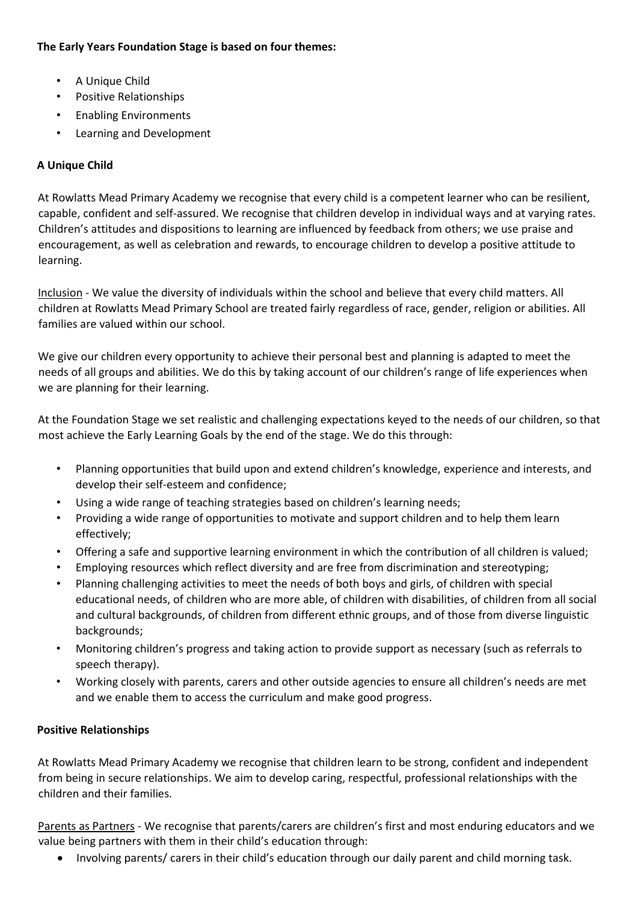**The Early Years Foundation Stage is based on four themes:**

- A Unique Child
- Positive Relationships
- Enabling Environments
- Learning and Development

**A Unique Child**

At Rowlatts Mead Primary Academy we recognise that every child is a competent learner who can be resilient, capable, confident and self-assured. We recognise that children develop in individual ways and at varying rates. Children's attitudes and dispositions to learning are influenced by feedback from others; we use praise and encouragement, as well as celebration and rewards, to encourage children to develop a positive attitude to learning.

Inclusion - We value the diversity of individuals within the school and believe that every child matters. All children at Rowlatts Mead Primary School are treated fairly regardless of race, gender, religion or abilities. All families are valued within our school.

We give our children every opportunity to achieve their personal best and planning is adapted to meet the needs of all groups and abilities. We do this by taking account of our children's range of life experiences when we are planning for their learning.

At the Foundation Stage we set realistic and challenging expectations keyed to the needs of our children, so that most achieve the Early Learning Goals by the end of the stage. We do this through:

- Planning opportunities that build upon and extend children's knowledge, experience and interests, and develop their self-esteem and confidence;
- Using a wide range of teaching strategies based on children's learning needs;
- Providing a wide range of opportunities to motivate and support children and to help them learn effectively;
- Offering a safe and supportive learning environment in which the contribution of all children is valued;
- Employing resources which reflect diversity and are free from discrimination and stereotyping;
- Planning challenging activities to meet the needs of both boys and girls, of children with special educational needs, of children who are more able, of children with disabilities, of children from all social and cultural backgrounds, of children from different ethnic groups, and of those from diverse linguistic backgrounds;
- Monitoring children's progress and taking action to provide support as necessary (such as referrals to speech therapy).
- Working closely with parents, carers and other outside agencies to ensure all children's needs are met and we enable them to access the curriculum and make good progress.

**Positive Relationships**

At Rowlatts Mead Primary Academy we recognise that children learn to be strong, confident and independent from being in secure relationships. We aim to develop caring, respectful, professional relationships with the children and their families.

Parents as Partners - We recognise that parents/carers are children's first and most enduring educators and we value being partners with them in their child's education through:

- Involving parents/ carers in their child's education through our daily parent and child morning task.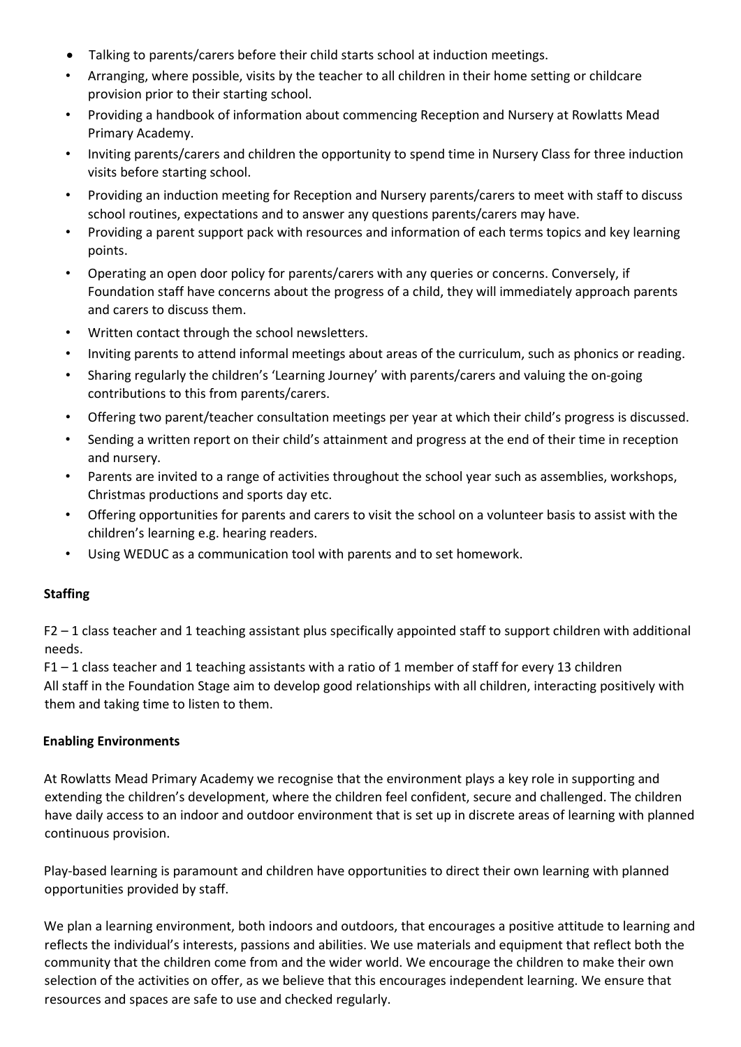- Talking to parents/carers before their child starts school at induction meetings.
- Arranging, where possible, visits by the teacher to all children in their home setting or childcare provision prior to their starting school.
- Providing a handbook of information about commencing Reception and Nursery at Rowlatts Mead Primary Academy.
- Inviting parents/carers and children the opportunity to spend time in Nursery Class for three induction visits before starting school.
- Providing an induction meeting for Reception and Nursery parents/carers to meet with staff to discuss school routines, expectations and to answer any questions parents/carers may have.
- Providing a parent support pack with resources and information of each terms topics and key learning points.
- Operating an open door policy for parents/carers with any queries or concerns. Conversely, if Foundation staff have concerns about the progress of a child, they will immediately approach parents and carers to discuss them.
- Written contact through the school newsletters.
- Inviting parents to attend informal meetings about areas of the curriculum, such as phonics or reading.
- Sharing regularly the children's 'Learning Journey' with parents/carers and valuing the on-going contributions to this from parents/carers.
- Offering two parent/teacher consultation meetings per year at which their child's progress is discussed.
- Sending a written report on their child's attainment and progress at the end of their time in reception and nursery.
- Parents are invited to a range of activities throughout the school year such as assemblies, workshops, Christmas productions and sports day etc.
- Offering opportunities for parents and carers to visit the school on a volunteer basis to assist with the children's learning e.g. hearing readers.
- Using WEDUC as a communication tool with parents and to set homework.

**Staffing**

F2 – 1 class teacher and 1 teaching assistant plus specifically appointed staff to support children with additional needs.
F1 – 1 class teacher and 1 teaching assistants with a ratio of 1 member of staff for every 13 children
All staff in the Foundation Stage aim to develop good relationships with all children, interacting positively with them and taking time to listen to them.

**Enabling Environments**

At Rowlatts Mead Primary Academy we recognise that the environment plays a key role in supporting and extending the children's development, where the children feel confident, secure and challenged. The children have daily access to an indoor and outdoor environment that is set up in discrete areas of learning with planned continuous provision.

Play-based learning is paramount and children have opportunities to direct their own learning with planned opportunities provided by staff.

We plan a learning environment, both indoors and outdoors, that encourages a positive attitude to learning and reflects the individual's interests, passions and abilities. We use materials and equipment that reflect both the community that the children come from and the wider world. We encourage the children to make their own selection of the activities on offer, as we believe that this encourages independent learning. We ensure that resources and spaces are safe to use and checked regularly.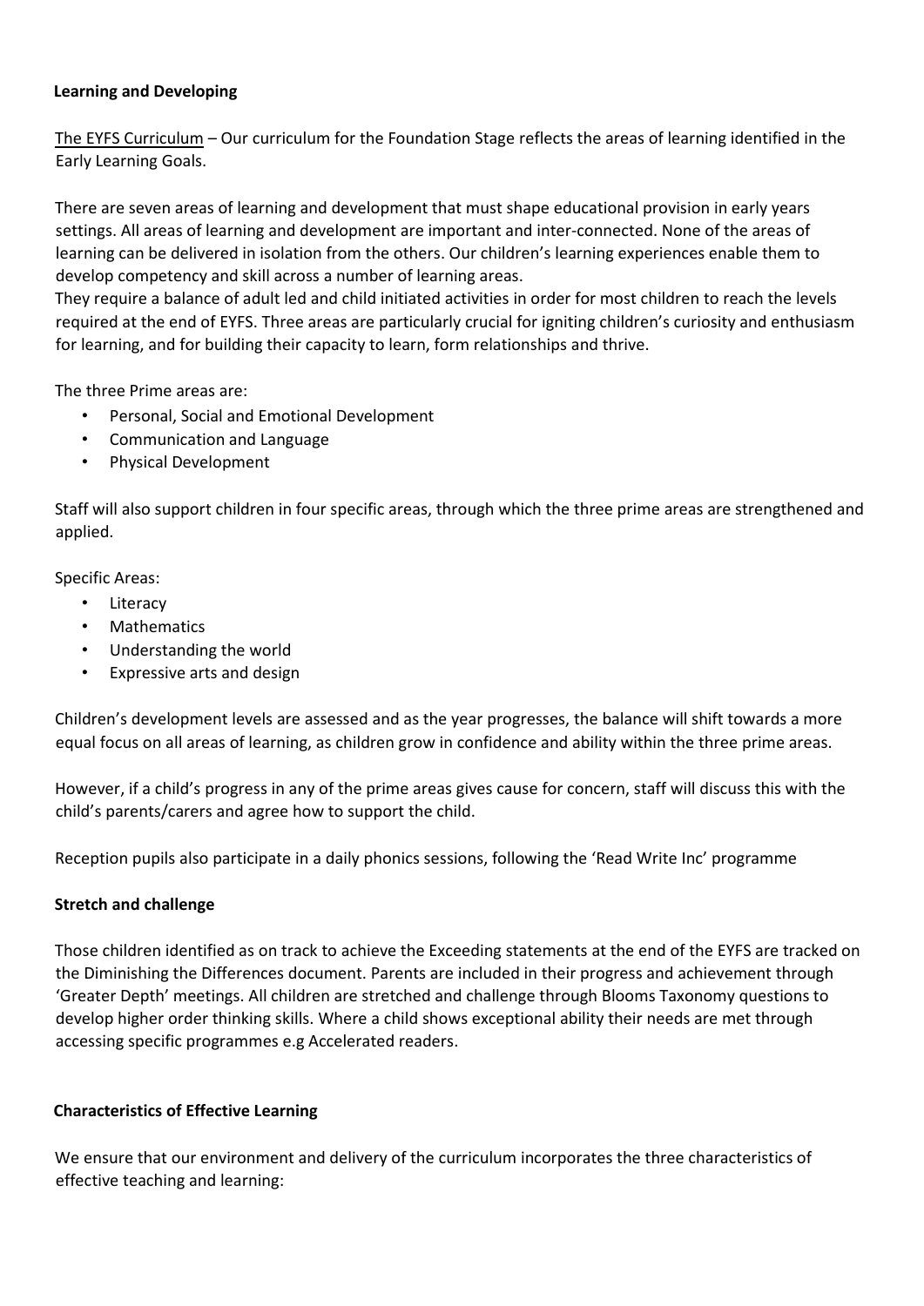**Learning and Developing**

The EYFS Curriculum – Our curriculum for the Foundation Stage reflects the areas of learning identified in the Early Learning Goals.

There are seven areas of learning and development that must shape educational provision in early years settings. All areas of learning and development are important and inter-connected. None of the areas of learning can be delivered in isolation from the others. Our children's learning experiences enable them to develop competency and skill across a number of learning areas.
They require a balance of adult led and child initiated activities in order for most children to reach the levels required at the end of EYFS. Three areas are particularly crucial for igniting children's curiosity and enthusiasm for learning, and for building their capacity to learn, form relationships and thrive.

The three Prime areas are:

- Personal, Social and Emotional Development
- Communication and Language
- Physical Development

Staff will also support children in four specific areas, through which the three prime areas are strengthened and applied.

Specific Areas:

- Literacy
- Mathematics
- Understanding the world
- Expressive arts and design

Children's development levels are assessed and as the year progresses, the balance will shift towards a more equal focus on all areas of learning, as children grow in confidence and ability within the three prime areas.

However, if a child's progress in any of the prime areas gives cause for concern, staff will discuss this with the child's parents/carers and agree how to support the child.

Reception pupils also participate in a daily phonics sessions, following the 'Read Write Inc' programme

**Stretch and challenge**

Those children identified as on track to achieve the Exceeding statements at the end of the EYFS are tracked on the Diminishing the Differences document. Parents are included in their progress and achievement through 'Greater Depth' meetings. All children are stretched and challenge through Blooms Taxonomy questions to develop higher order thinking skills. Where a child shows exceptional ability their needs are met through accessing specific programmes e.g Accelerated readers.

**Characteristics of Effective Learning**

We ensure that our environment and delivery of the curriculum incorporates the three characteristics of effective teaching and learning: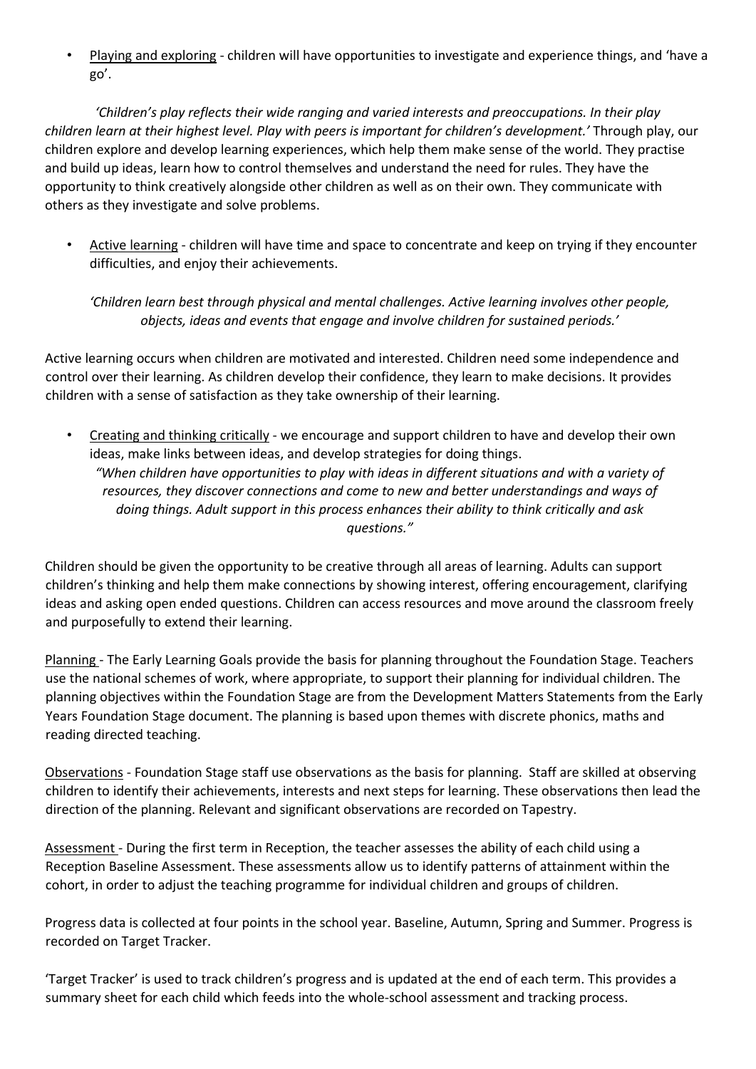- Playing and exploring - children will have opportunities to investigate and experience things, and 'have a go'.

*'Children's play reflects their wide ranging and varied interests and preoccupations. In their play children learn at their highest level. Play with peers is important for children's development.'* Through play, our children explore and develop learning experiences, which help them make sense of the world. They practise and build up ideas, learn how to control themselves and understand the need for rules. They have the opportunity to think creatively alongside other children as well as on their own. They communicate with others as they investigate and solve problems.

- Active learning - children will have time and space to concentrate and keep on trying if they encounter difficulties, and enjoy their achievements.

*'Children learn best through physical and mental challenges. Active learning involves other people, objects, ideas and events that engage and involve children for sustained periods.'*

Active learning occurs when children are motivated and interested. Children need some independence and control over their learning. As children develop their confidence, they learn to make decisions. It provides children with a sense of satisfaction as they take ownership of their learning.

- Creating and thinking critically - we encourage and support children to have and develop their own ideas, make links between ideas, and develop strategies for doing things.
  *"When children have opportunities to play with ideas in different situations and with a variety of resources, they discover connections and come to new and better understandings and ways of doing things. Adult support in this process enhances their ability to think critically and ask questions."*

Children should be given the opportunity to be creative through all areas of learning. Adults can support children's thinking and help them make connections by showing interest, offering encouragement, clarifying ideas and asking open ended questions. Children can access resources and move around the classroom freely and purposefully to extend their learning.

Planning - The Early Learning Goals provide the basis for planning throughout the Foundation Stage. Teachers use the national schemes of work, where appropriate, to support their planning for individual children. The planning objectives within the Foundation Stage are from the Development Matters Statements from the Early Years Foundation Stage document. The planning is based upon themes with discrete phonics, maths and reading directed teaching.

Observations - Foundation Stage staff use observations as the basis for planning. Staff are skilled at observing children to identify their achievements, interests and next steps for learning. These observations then lead the direction of the planning. Relevant and significant observations are recorded on Tapestry.

Assessment - During the first term in Reception, the teacher assesses the ability of each child using a Reception Baseline Assessment. These assessments allow us to identify patterns of attainment within the cohort, in order to adjust the teaching programme for individual children and groups of children.

Progress data is collected at four points in the school year. Baseline, Autumn, Spring and Summer. Progress is recorded on Target Tracker.

'Target Tracker' is used to track children's progress and is updated at the end of each term. This provides a summary sheet for each child which feeds into the whole-school assessment and tracking process.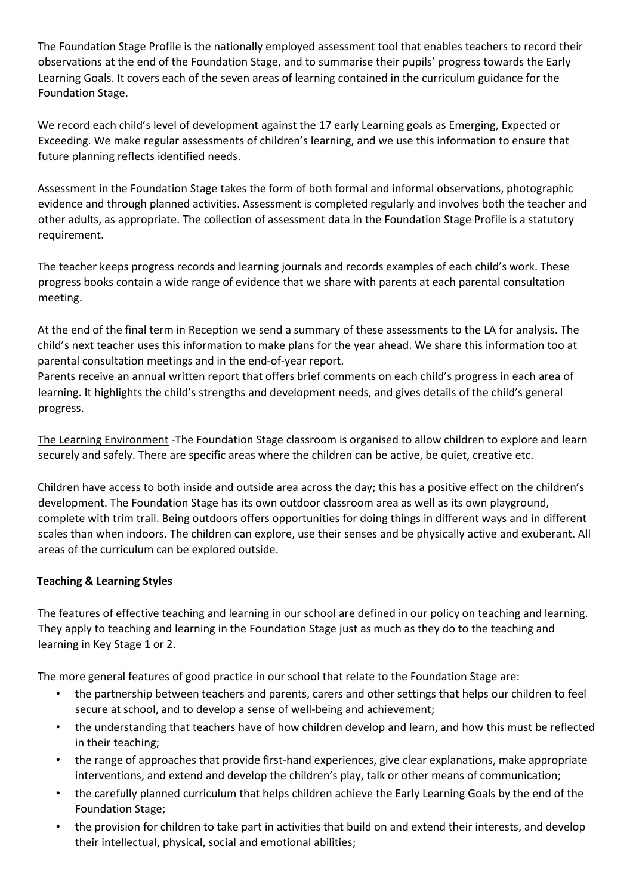The Foundation Stage Profile is the nationally employed assessment tool that enables teachers to record their observations at the end of the Foundation Stage, and to summarise their pupils' progress towards the Early Learning Goals. It covers each of the seven areas of learning contained in the curriculum guidance for the Foundation Stage.

We record each child's level of development against the 17 early Learning goals as Emerging, Expected or Exceeding. We make regular assessments of children's learning, and we use this information to ensure that future planning reflects identified needs.

Assessment in the Foundation Stage takes the form of both formal and informal observations, photographic evidence and through planned activities. Assessment is completed regularly and involves both the teacher and other adults, as appropriate. The collection of assessment data in the Foundation Stage Profile is a statutory requirement.

The teacher keeps progress records and learning journals and records examples of each child's work. These progress books contain a wide range of evidence that we share with parents at each parental consultation meeting.

At the end of the final term in Reception we send a summary of these assessments to the LA for analysis. The child's next teacher uses this information to make plans for the year ahead. We share this information too at parental consultation meetings and in the end-of-year report.
Parents receive an annual written report that offers brief comments on each child's progress in each area of learning. It highlights the child's strengths and development needs, and gives details of the child's general progress.

<u>The Learning Environment</u> -The Foundation Stage classroom is organised to allow children to explore and learn securely and safely. There are specific areas where the children can be active, be quiet, creative etc.

Children have access to both inside and outside area across the day; this has a positive effect on the children's development. The Foundation Stage has its own outdoor classroom area as well as its own playground, complete with trim trail. Being outdoors offers opportunities for doing things in different ways and in different scales than when indoors. The children can explore, use their senses and be physically active and exuberant. All areas of the curriculum can be explored outside.

**Teaching & Learning Styles**

The features of effective teaching and learning in our school are defined in our policy on teaching and learning. They apply to teaching and learning in the Foundation Stage just as much as they do to the teaching and learning in Key Stage 1 or 2.

The more general features of good practice in our school that relate to the Foundation Stage are:

- the partnership between teachers and parents, carers and other settings that helps our children to feel secure at school, and to develop a sense of well-being and achievement;
- the understanding that teachers have of how children develop and learn, and how this must be reflected in their teaching;
- the range of approaches that provide first-hand experiences, give clear explanations, make appropriate interventions, and extend and develop the children's play, talk or other means of communication;
- the carefully planned curriculum that helps children achieve the Early Learning Goals by the end of the Foundation Stage;
- the provision for children to take part in activities that build on and extend their interests, and develop their intellectual, physical, social and emotional abilities;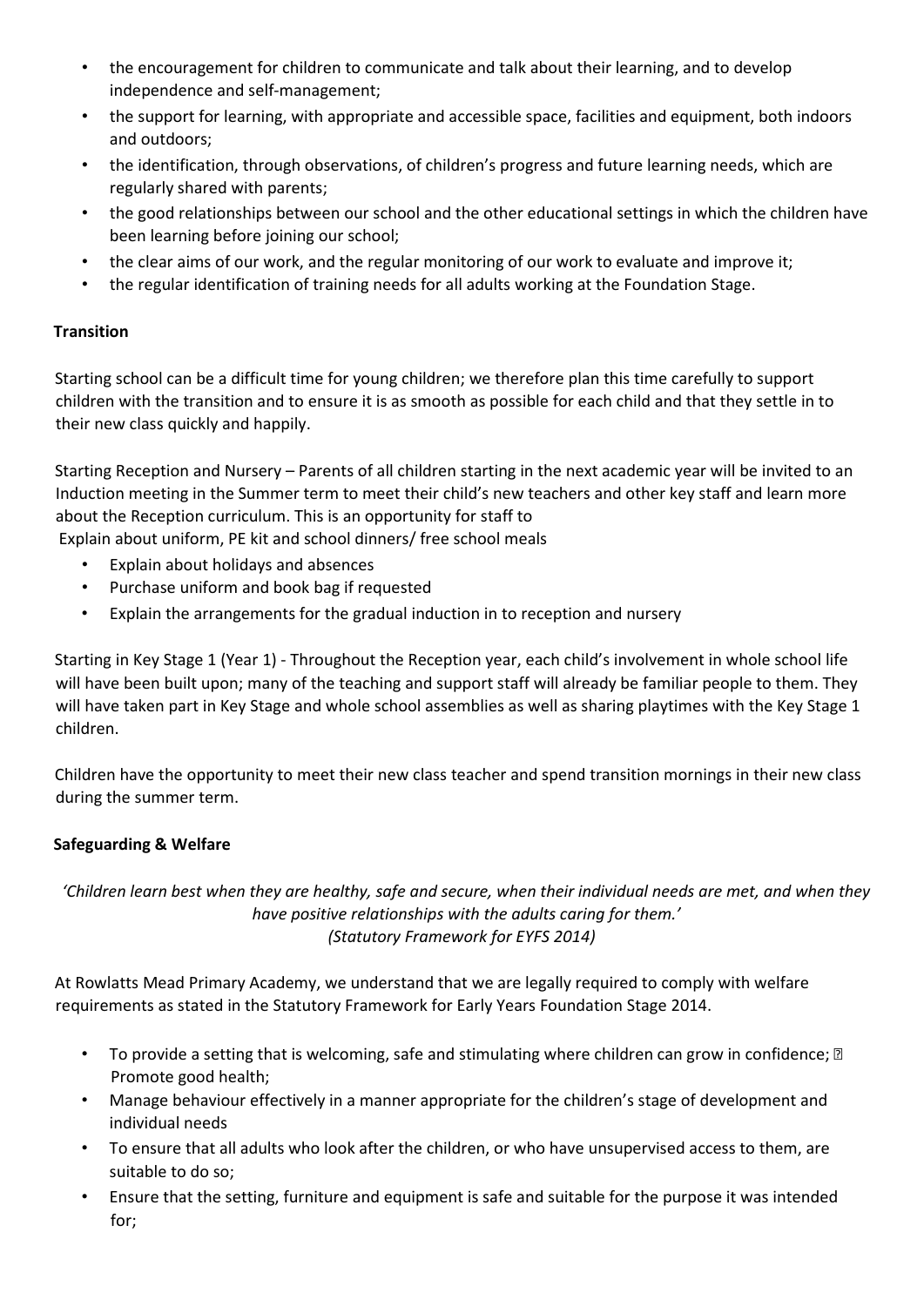- the encouragement for children to communicate and talk about their learning, and to develop independence and self-management;
- the support for learning, with appropriate and accessible space, facilities and equipment, both indoors and outdoors;
- the identification, through observations, of children's progress and future learning needs, which are regularly shared with parents;
- the good relationships between our school and the other educational settings in which the children have been learning before joining our school;
- the clear aims of our work, and the regular monitoring of our work to evaluate and improve it;
- the regular identification of training needs for all adults working at the Foundation Stage.

**Transition**

Starting school can be a difficult time for young children; we therefore plan this time carefully to support children with the transition and to ensure it is as smooth as possible for each child and that they settle in to their new class quickly and happily.

Starting Reception and Nursery – Parents of all children starting in the next academic year will be invited to an Induction meeting in the Summer term to meet their child's new teachers and other key staff and learn more about the Reception curriculum. This is an opportunity for staff to
Explain about uniform, PE kit and school dinners/ free school meals

- Explain about holidays and absences
- Purchase uniform and book bag if requested
- Explain the arrangements for the gradual induction in to reception and nursery

Starting in Key Stage 1 (Year 1) - Throughout the Reception year, each child's involvement in whole school life will have been built upon; many of the teaching and support staff will already be familiar people to them. They will have taken part in Key Stage and whole school assemblies as well as sharing playtimes with the Key Stage 1 children.

Children have the opportunity to meet their new class teacher and spend transition mornings in their new class during the summer term.

**Safeguarding & Welfare**

*'Children learn best when they are healthy, safe and secure, when their individual needs are met, and when they have positive relationships with the adults caring for them.'*
*(Statutory Framework for EYFS 2014)*

At Rowlatts Mead Primary Academy, we understand that we are legally required to comply with welfare requirements as stated in the Statutory Framework for Early Years Foundation Stage 2014.

- To provide a setting that is welcoming, safe and stimulating where children can grow in confidence; Promote good health;
- Manage behaviour effectively in a manner appropriate for the children's stage of development and individual needs
- To ensure that all adults who look after the children, or who have unsupervised access to them, are suitable to do so;
- Ensure that the setting, furniture and equipment is safe and suitable for the purpose it was intended for;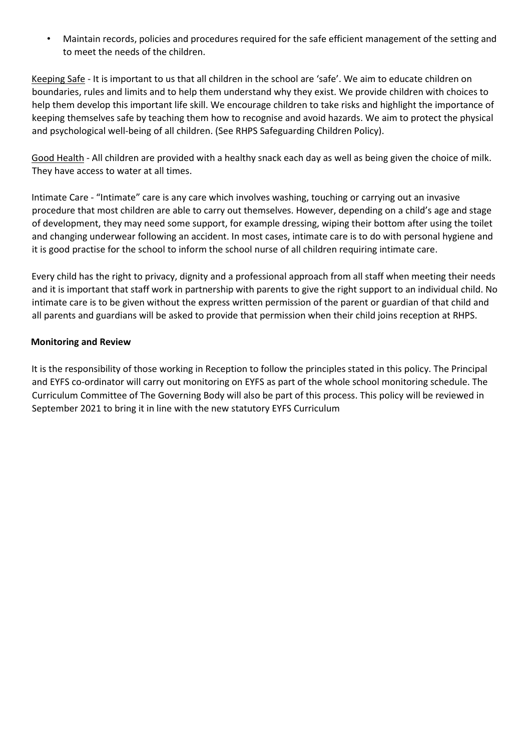- Maintain records, policies and procedures required for the safe efficient management of the setting and to meet the needs of the children.

Keeping Safe - It is important to us that all children in the school are 'safe'. We aim to educate children on boundaries, rules and limits and to help them understand why they exist. We provide children with choices to help them develop this important life skill. We encourage children to take risks and highlight the importance of keeping themselves safe by teaching them how to recognise and avoid hazards. We aim to protect the physical and psychological well-being of all children. (See RHPS Safeguarding Children Policy).

Good Health - All children are provided with a healthy snack each day as well as being given the choice of milk. They have access to water at all times.

Intimate Care - "Intimate" care is any care which involves washing, touching or carrying out an invasive procedure that most children are able to carry out themselves. However, depending on a child's age and stage of development, they may need some support, for example dressing, wiping their bottom after using the toilet and changing underwear following an accident. In most cases, intimate care is to do with personal hygiene and it is good practise for the school to inform the school nurse of all children requiring intimate care.

Every child has the right to privacy, dignity and a professional approach from all staff when meeting their needs and it is important that staff work in partnership with parents to give the right support to an individual child. No intimate care is to be given without the express written permission of the parent or guardian of that child and all parents and guardians will be asked to provide that permission when their child joins reception at RHPS.

**Monitoring and Review**

It is the responsibility of those working in Reception to follow the principles stated in this policy. The Principal and EYFS co-ordinator will carry out monitoring on EYFS as part of the whole school monitoring schedule. The Curriculum Committee of The Governing Body will also be part of this process. This policy will be reviewed in September 2021 to bring it in line with the new statutory EYFS Curriculum